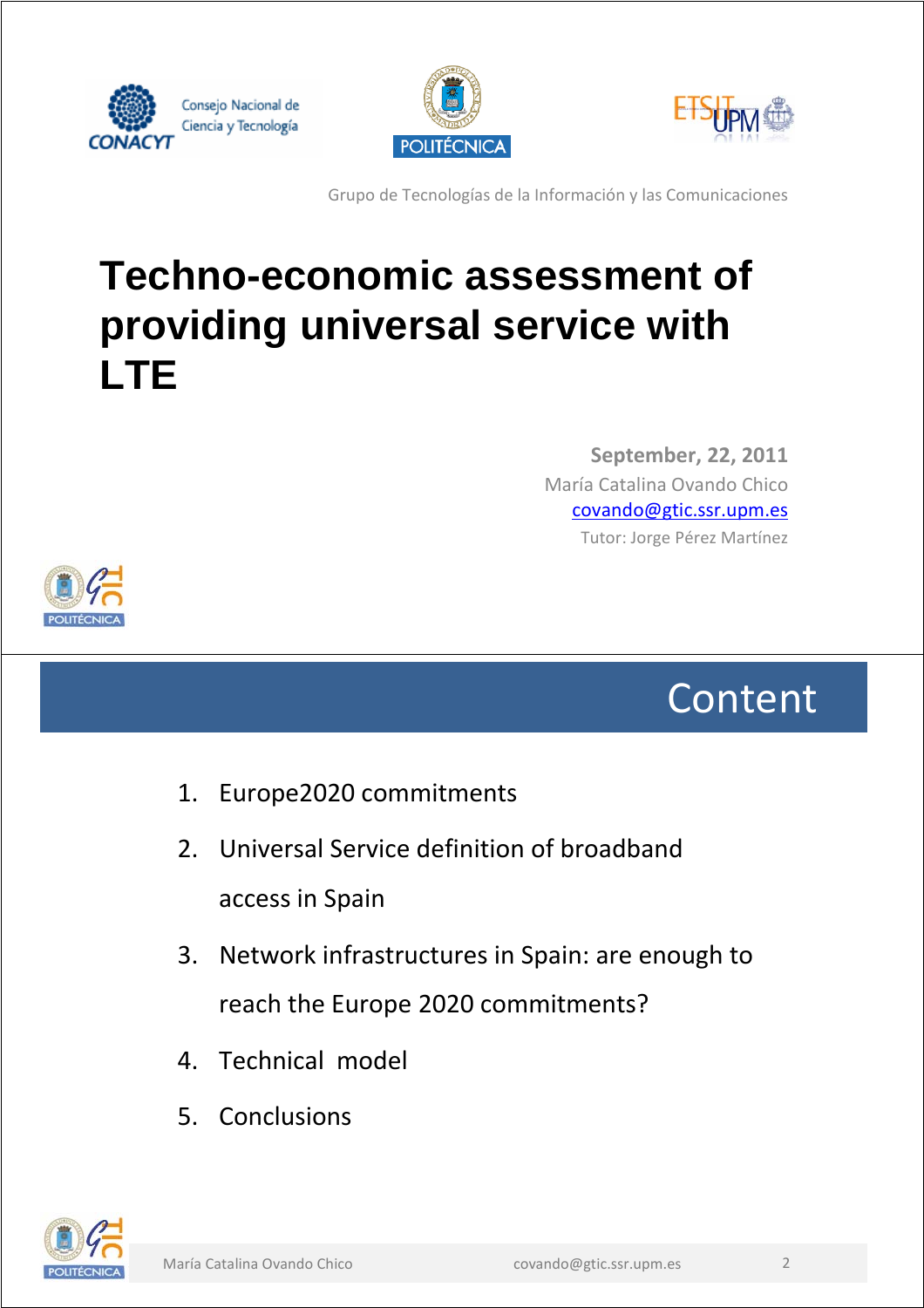Consejo Nacional de Ciencia y Tecnología

CONACYT

POLITÉCNICA

ETSIT UPM

Grupo de Tecnologías de la Información y las Comunicaciones

# Techno-economic assessment of providing universal service with LTE

**September, 22, 2011**

María Catalina Ovando Chico

covando@gtic.ssr.upm.es

Tutor: Jorge Pérez Martínez

## Content

1. Europe2020 commitments
2. Universal Service definition of broadband access in Spain
3. Network infrastructures in Spain: are enough to reach the Europe 2020 commitments?
4. Technical model
5. Conclusions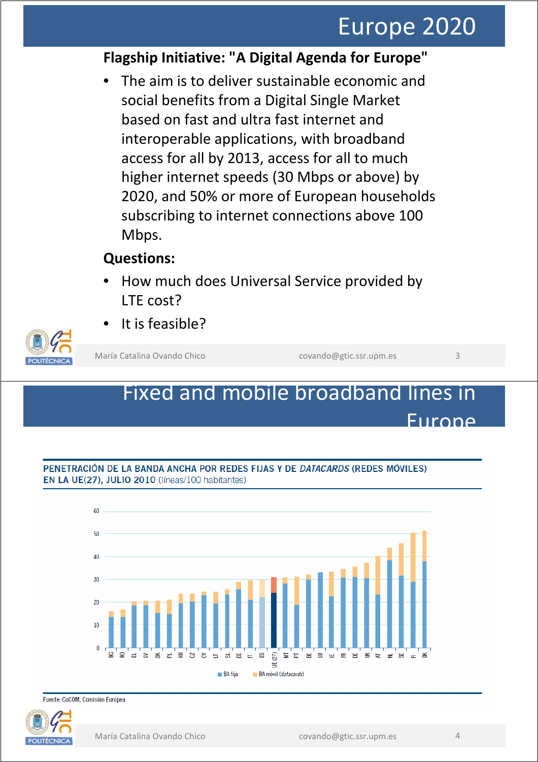# Europe 2020

**Flagship Initiative: "A Digital Agenda for Europe"**

- The aim is to deliver sustainable economic and social benefits from a Digital Single Market based on fast and ultra fast internet and interoperable applications, with broadband access for all by 2013, access for all to much higher internet speeds (30 Mbps or above) by 2020, and 50% or more of European households subscribing to internet connections above 100 Mbps.

**Questions:**

- How much does Universal Service provided by LTE cost?
- It is feasible?

# Fixed and mobile broadband lines in Europe

**PENETRACIÓN DE LA BANDA ANCHA POR REDES FIJAS Y DE *DATACARDS* (REDES MÓVILES) EN LA UE(27), JULIO 2010** (líneas/100 habitantes)

Countries (x-axis): BG, RO, EL, LV, SK, PL, HU, CZ, CY, LT, SI, EE, IT, ES, UE(27), MT, PT, BE, LU, IE, FR, DE, UK, AT, NL, SE, FI, DK

Y-axis: 0, 10, 20, 30, 40, 50, 60

Legend: BA fija; BA móvil (*datacards*)

Fuente: CoCOM, Comisión Europea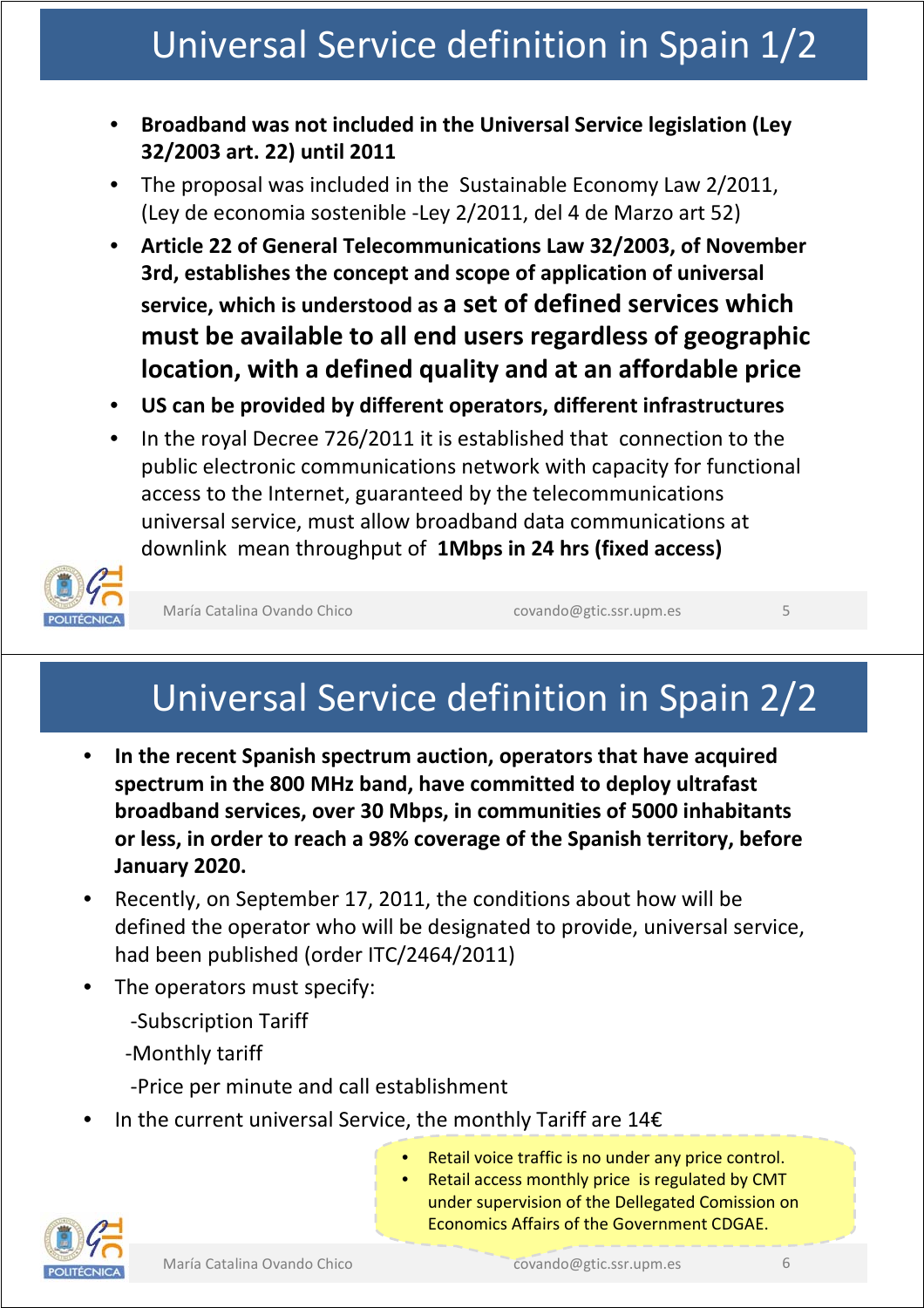# Universal Service definition in Spain 1/2

- **Broadband was not included in the Universal Service legislation (Ley 32/2003 art. 22) until 2011**
- The proposal was included in the Sustainable Economy Law 2/2011, (Ley de economia sostenible -Ley 2/2011, del 4 de Marzo art 52)
- **Article 22 of General Telecommunications Law 32/2003, of November 3rd, establishes the concept and scope of application of universal service, which is understood as a set of defined services which must be available to all end users regardless of geographic location, with a defined quality and at an affordable price**
- **US can be provided by different operators, different infrastructures**
- In the royal Decree 726/2011 it is established that connection to the public electronic communications network with capacity for functional access to the Internet, guaranteed by the telecommunications universal service, must allow broadband data communications at downlink mean throughput of **1Mbps in 24 hrs (fixed access)**

# Universal Service definition in Spain 2/2

- **In the recent Spanish spectrum auction, operators that have acquired spectrum in the 800 MHz band, have committed to deploy ultrafast broadband services, over 30 Mbps, in communities of 5000 inhabitants or less, in order to reach a 98% coverage of the Spanish territory, before January 2020.**
- Recently, on September 17, 2011, the conditions about how will be defined the operator who will be designated to provide, universal service, had been published (order ITC/2464/2011)
- The operators must specify:
  - -Subscription Tariff
  - -Monthly tariff
  - -Price per minute and call establishment
- In the current universal Service, the monthly Tariff are 14€

> - Retail voice traffic is no under any price control.
> - Retail access monthly price is regulated by CMT under supervision of the Dellegated Comission on Economics Affairs of the Government CDGAE.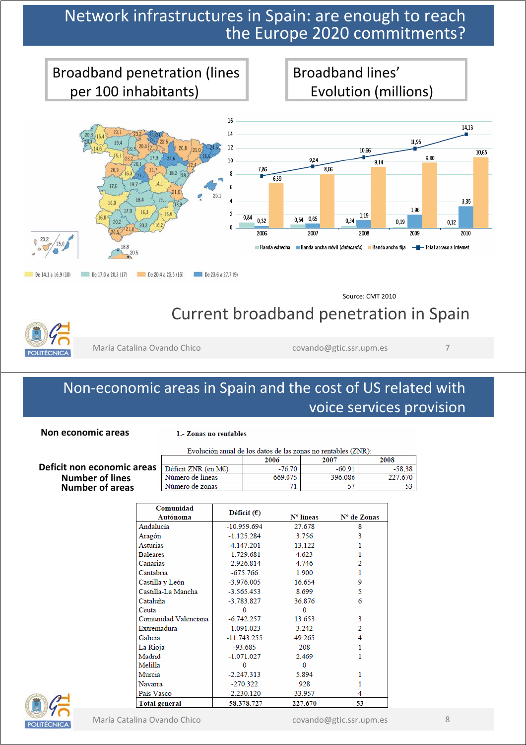# Network infrastructures in Spain: are enough to reach the Europe 2020 commitments?

**Broadband penetration (lines per 100 inhabitants)**

**Broadband lines' Evolution (millions)**

| | 2006 | 2007 | 2008 | 2009 | 2010 |
|---|---|---|---|---|---|
| Banda estrecha | 0,84 | 0,54 | 0,34 | 0,19 | 0,12 |
| Banda ancha móvil (*datacards*) | 0,32 | 0,65 | 1,19 | 1,96 | 3,35 |
| Banda ancha fija | 6,69 | 8,06 | 9,14 | 9,80 | 10,65 |
| Total acceso a Internet | 7,86 | 9,24 | 10,66 | 11,95 | 14,13 |

De 14,1 a 16,9 (10) — De 17,0 a 20,3 (17) — De 20,4 a 23,5 (15) — De 23,6 a 27,7 (9)

Source: CMT 2010

## Current broadband penetration in Spain

# Non-economic areas in Spain and the cost of US related with voice services provision

**Non economic areas**

**1.- Zonas no rentables**

Evolución anual de los datos de las zonas no rentables (ZNR):

| | | 2006 | 2007 | 2008 |
|---|---|---|---|---|
| **Deficit non economic areas** | Déficit ZNR (en M€) | -76,70 | -60,91 | -58,38 |
| **Number of lines** | Número de líneas | 669.075 | 396.086 | 227.670 |
| **Number of areas** | Número de zonas | 71 | 57 | 53 |

| Comunidad Autónoma | Déficit (€) | N° líneas | N° de Zonas |
|---|---|---|---|
| Andalucía | -10.959.694 | 27.678 | 8 |
| Aragón | -1.125.284 | 3.756 | 3 |
| Asturias | -4.147.201 | 13.122 | 1 |
| Baleares | -1.729.681 | 4.623 | 1 |
| Canarias | -2.926.814 | 4.746 | 2 |
| Cantabria | -675.766 | 1.900 | 1 |
| Castilla y León | -3.976.005 | 16.654 | 9 |
| Castilla-La Mancha | -3.565.453 | 8.699 | 5 |
| Cataluña | -3.783.827 | 36.876 | 6 |
| Ceuta | 0 | 0 | |
| Comunidad Valenciana | -6.742.257 | 13.653 | 3 |
| Extremadura | -1.091.023 | 3.242 | 2 |
| Galicia | -11.743.255 | 49.265 | 4 |
| La Rioja | -93.685 | 208 | 1 |
| Madrid | -1.071.027 | 2.469 | 1 |
| Melilla | 0 | 0 | |
| Murcia | -2.247.313 | 5.894 | 1 |
| Navarra | -270.322 | 928 | 1 |
| País Vasco | -2.230.120 | 33.957 | 4 |
| **Total general** | **-58.378.727** | **227.670** | **53** |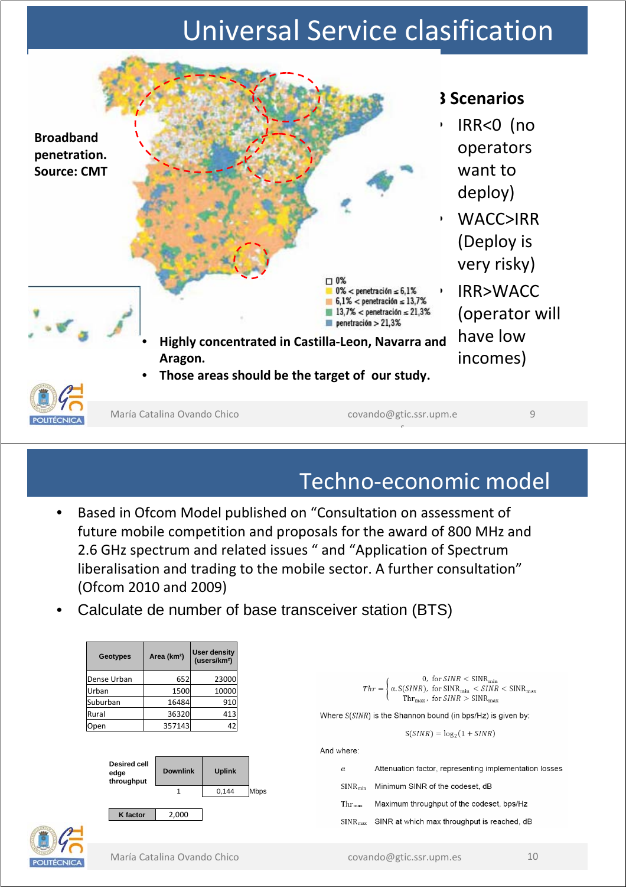# Universal Service clasification

**Broadband penetration. Source: CMT**

□ 0%
0% < penetración ≤ 6,1%
6,1% < penetración ≤ 13,7%
13,7% < penetración ≤ 21,3%
penetración > 21,3%

- **Highly concentrated in Castilla-Leon, Navarra and Aragon.**
- **Those areas should be the target of our study.**

**3 Scenarios**

- IRR<0 (no operators want to deploy)
- WACC>IRR (Deploy is very risky)
- IRR>WACC (operator will have low incomes)

# Techno-economic model

- Based in Ofcom Model published on "Consultation on assessment of future mobile competition and proposals for the award of 800 MHz and 2.6 GHz spectrum and related issues " and "Application of Spectrum liberalisation and trading to the mobile sector. A further consultation" (Ofcom 2010 and 2009)
- Calculate de number of base transceiver station (BTS)

| Geotypes | Area (km²) | User density (users/km²) |
|---|---|---|
| Dense Urban | 652 | 23000 |
| Urban | 1500 | 10000 |
| Suburban | 16484 | 910 |
| Rural | 36320 | 413 |
| Open | 357143 | 42 |

| Desired cell edge throughput | Downlink | Uplink | |
|---|---|---|---|
| | 1 | 0,144 | Mbps |

| K factor | 2,000 |
|---|---|

$$Thr = \begin{cases} 0, & \text{for } SINR < \mathrm{SINR}_{\min} \\ \alpha.S(SINR), & \text{for } \mathrm{SINR}_{\min} < SINR < \mathrm{SINR}_{\max} \\ \mathrm{Thr}_{\max}, & \text{for } SINR > \mathrm{SINR}_{\max} \end{cases}$$

Where $S(SINR)$ is the Shannon bound (in bps/Hz) is given by:

$$\mathrm{S}(SINR) = \log_2(1 + SINR)$$

And where:

| | |
|---|---|
| $\alpha$ | Attenuation factor, representing implementation losses |
| $\mathrm{SINR}_{\min}$ | Minimum SINR of the codeset, dB |
| $\mathrm{Thr}_{\max}$ | Maximum throughput of the codeset, bps/Hz |
| $\mathrm{SINR}_{\max}$ | SINR at which max throughput is reached, dB |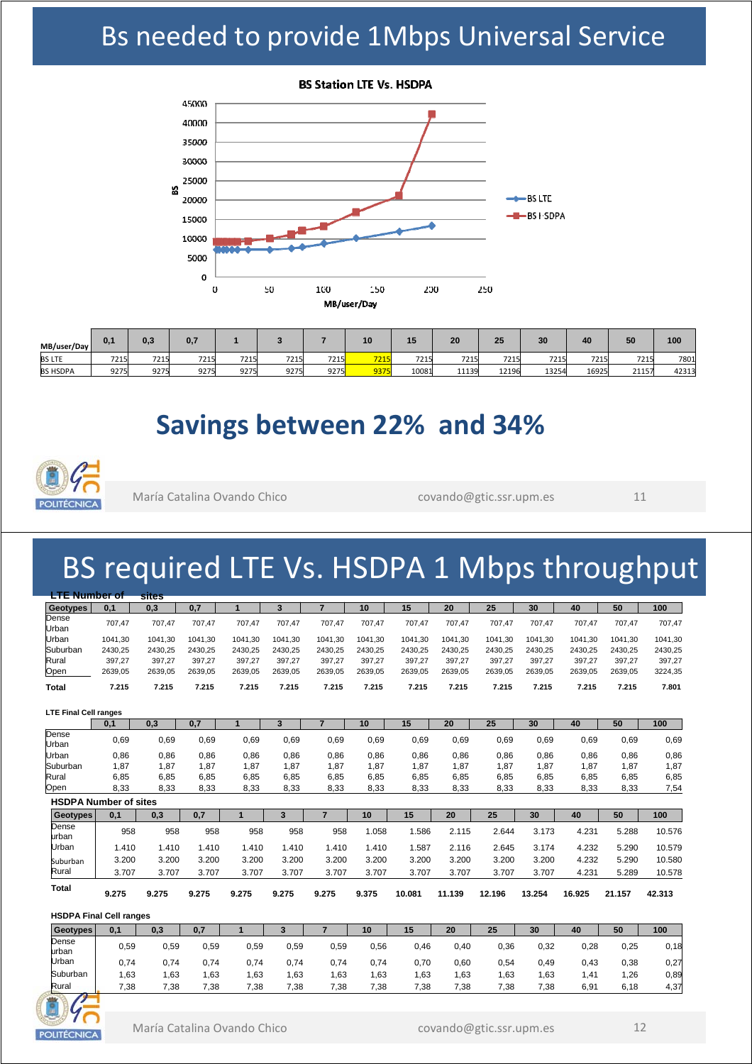# Bs needed to provide 1Mbps Universal Service

**BS Station LTE Vs. HSDPA**

| MB/user/Day | 0,1 | 0,3 | 0,7 | 1 | 3 | 7 | 10 | 15 | 20 | 25 | 30 | 40 | 50 | 100 |
|---|---|---|---|---|---|---|---|---|---|---|---|---|---|---|
| BS LTE | 7215 | 7215 | 7215 | 7215 | 7215 | 7215 | 7215 | 7215 | 7215 | 7215 | 7215 | 7215 | 7215 | 7801 |
| BS HSDPA | 9275 | 9275 | 9275 | 9275 | 9275 | 9275 | 9375 | 10081 | 11139 | 12196 | 13254 | 16925 | 21157 | 42313 |

## Savings between 22% and 34%

# BS required LTE Vs. HSDPA 1 Mbps throughput

**LTE Number of sites**

| Geotypes | 0,1 | 0,3 | 0,7 | 1 | 3 | 7 | 10 | 15 | 20 | 25 | 30 | 40 | 50 | 100 |
|---|---|---|---|---|---|---|---|---|---|---|---|---|---|---|
| Dense Urban | 707,47 | 707,47 | 707,47 | 707,47 | 707,47 | 707,47 | 707,47 | 707,47 | 707,47 | 707,47 | 707,47 | 707,47 | 707,47 | 707,47 |
| Urban | 1041,30 | 1041,30 | 1041,30 | 1041,30 | 1041,30 | 1041,30 | 1041,30 | 1041,30 | 1041,30 | 1041,30 | 1041,30 | 1041,30 | 1041,30 | 1041,30 |
| Suburban | 2430,25 | 2430,25 | 2430,25 | 2430,25 | 2430,25 | 2430,25 | 2430,25 | 2430,25 | 2430,25 | 2430,25 | 2430,25 | 2430,25 | 2430,25 | 2430,25 |
| Rural | 397,27 | 397,27 | 397,27 | 397,27 | 397,27 | 397,27 | 397,27 | 397,27 | 397,27 | 397,27 | 397,27 | 397,27 | 397,27 | 397,27 |
| Open | 2639,05 | 2639,05 | 2639,05 | 2639,05 | 2639,05 | 2639,05 | 2639,05 | 2639,05 | 2639,05 | 2639,05 | 2639,05 | 2639,05 | 2639,05 | 3224,35 |
| **Total** | **7.215** | **7.215** | **7.215** | **7.215** | **7.215** | **7.215** | **7.215** | **7.215** | **7.215** | **7.215** | **7.215** | **7.215** | **7.215** | **7.801** |

**LTE Final Cell ranges**

| | 0,1 | 0,3 | 0,7 | 1 | 3 | 7 | 10 | 15 | 20 | 25 | 30 | 40 | 50 | 100 |
|---|---|---|---|---|---|---|---|---|---|---|---|---|---|---|
| Dense Urban | 0,69 | 0,69 | 0,69 | 0,69 | 0,69 | 0,69 | 0,69 | 0,69 | 0,69 | 0,69 | 0,69 | 0,69 | 0,69 | 0,69 |
| Urban | 0,86 | 0,86 | 0,86 | 0,86 | 0,86 | 0,86 | 0,86 | 0,86 | 0,86 | 0,86 | 0,86 | 0,86 | 0,86 | 0,86 |
| Suburban | 1,87 | 1,87 | 1,87 | 1,87 | 1,87 | 1,87 | 1,87 | 1,87 | 1,87 | 1,87 | 1,87 | 1,87 | 1,87 | 1,87 |
| Rural | 6,85 | 6,85 | 6,85 | 6,85 | 6,85 | 6,85 | 6,85 | 6,85 | 6,85 | 6,85 | 6,85 | 6,85 | 6,85 | 6,85 |
| Open | 8,33 | 8,33 | 8,33 | 8,33 | 8,33 | 8,33 | 8,33 | 8,33 | 8,33 | 8,33 | 8,33 | 8,33 | 8,33 | 7,54 |

**HSDPA Number of sites**

| Geotypes | 0,1 | 0,3 | 0,7 | 1 | 3 | 7 | 10 | 15 | 20 | 25 | 30 | 40 | 50 | 100 |
|---|---|---|---|---|---|---|---|---|---|---|---|---|---|---|
| Dense urban | 958 | 958 | 958 | 958 | 958 | 958 | 1.058 | 1.586 | 2.115 | 2.644 | 3.173 | 4.231 | 5.288 | 10.576 |
| Urban | 1.410 | 1.410 | 1.410 | 1.410 | 1.410 | 1.410 | 1.410 | 1.587 | 2.116 | 2.645 | 3.174 | 4.232 | 5.290 | 10.579 |
| Suburban | 3.200 | 3.200 | 3.200 | 3.200 | 3.200 | 3.200 | 3.200 | 3.200 | 3.200 | 3.200 | 3.200 | 4.232 | 5.290 | 10.580 |
| Rural | 3.707 | 3.707 | 3.707 | 3.707 | 3.707 | 3.707 | 3.707 | 3.707 | 3.707 | 3.707 | 3.707 | 4.231 | 5.289 | 10.578 |
| **Total** | **9.275** | **9.275** | **9.275** | **9.275** | **9.275** | **9.275** | **9.375** | **10.081** | **11.139** | **12.196** | **13.254** | **16.925** | **21.157** | **42.313** |

**HSDPA Final Cell ranges**

| Geotypes | 0,1 | 0,3 | 0,7 | 1 | 3 | 7 | 10 | 15 | 20 | 25 | 30 | 40 | 50 | 100 |
|---|---|---|---|---|---|---|---|---|---|---|---|---|---|---|
| Dense urban | 0,59 | 0,59 | 0,59 | 0,59 | 0,59 | 0,59 | 0,56 | 0,46 | 0,40 | 0,36 | 0,32 | 0,28 | 0,25 | 0,18 |
| Urban | 0,74 | 0,74 | 0,74 | 0,74 | 0,74 | 0,74 | 0,74 | 0,70 | 0,60 | 0,54 | 0,49 | 0,43 | 0,38 | 0,27 |
| Suburban | 1,63 | 1,63 | 1,63 | 1,63 | 1,63 | 1,63 | 1,63 | 1,63 | 1,63 | 1,63 | 1,63 | 1,41 | 1,26 | 0,89 |
| Rural | 7,38 | 7,38 | 7,38 | 7,38 | 7,38 | 7,38 | 7,38 | 7,38 | 7,38 | 7,38 | 7,38 | 6,91 | 6,18 | 4,37 |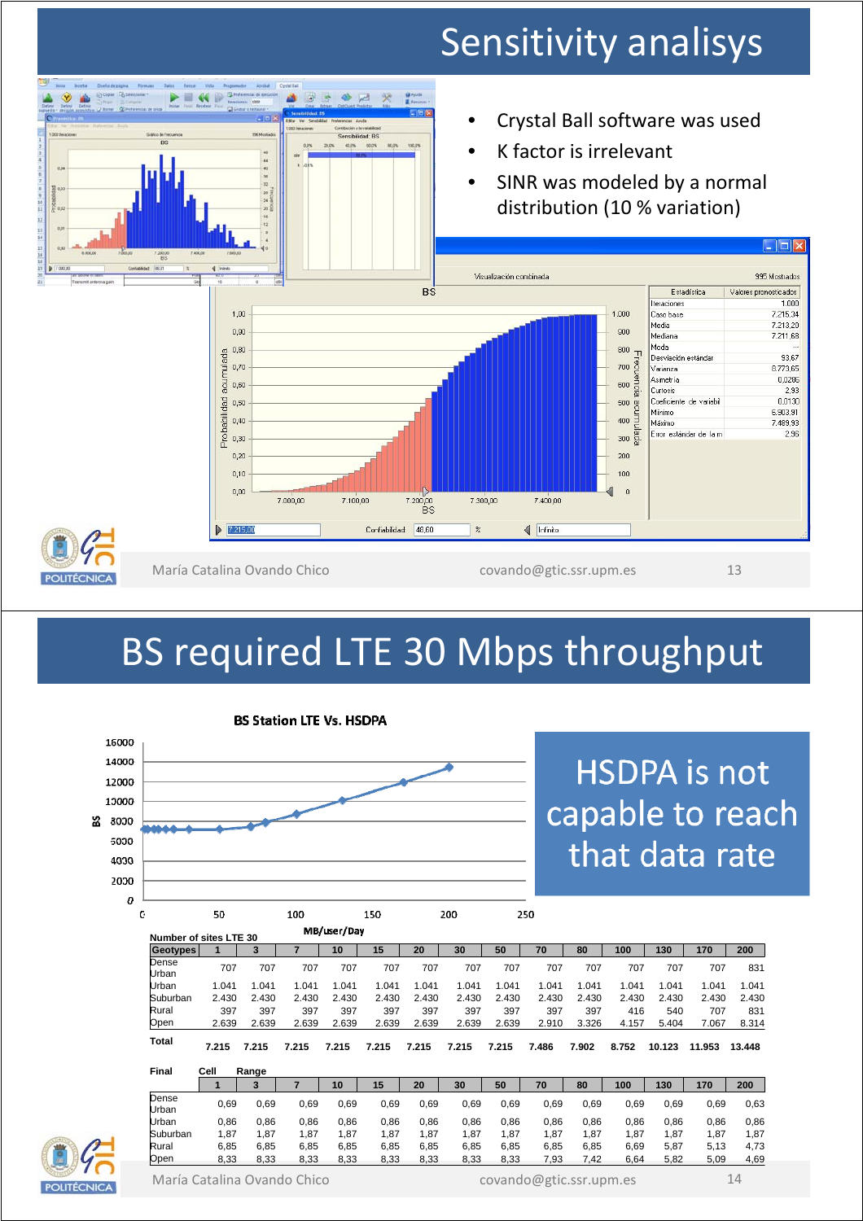# Sensitivity analisys

- Crystal Ball software was used
- K factor is irrelevant
- SINR was modeled by a normal distribution (10 % variation)

# BS required LTE 30 Mbps throughput

**BS Station LTE Vs. HSDPA**

HSDPA is not capable to reach that data rate

Number of sites LTE 30

| Geotypes | 1 | 3 | 7 | 10 | 15 | 20 | 30 | 50 | 70 | 80 | 100 | 130 | 170 | 200 |
|---|---|---|---|---|---|---|---|---|---|---|---|---|---|---|
| Dense Urban | 707 | 707 | 707 | 707 | 707 | 707 | 707 | 707 | 707 | 707 | 707 | 707 | 707 | 831 |
| Urban | 1.041 | 1.041 | 1.041 | 1.041 | 1.041 | 1.041 | 1.041 | 1.041 | 1.041 | 1.041 | 1.041 | 1.041 | 1.041 | 1.041 |
| Suburban | 2.430 | 2.430 | 2.430 | 2.430 | 2.430 | 2.430 | 2.430 | 2.430 | 2.430 | 2.430 | 2.430 | 2.430 | 2.430 | 2.430 |
| Rural | 397 | 397 | 397 | 397 | 397 | 397 | 397 | 397 | 397 | 397 | 416 | 540 | 707 | 831 |
| Open | 2.639 | 2.639 | 2.639 | 2.639 | 2.639 | 2.639 | 2.639 | 2.639 | 2.910 | 3.326 | 4.157 | 5.404 | 7.067 | 8.314 |
| **Total** | **7.215** | **7.215** | **7.215** | **7.215** | **7.215** | **7.215** | **7.215** | **7.215** | **7.486** | **7.902** | **8.752** | **10.123** | **11.953** | **13.448** |

Final Cell Range

| | 1 | 3 | 7 | 10 | 15 | 20 | 30 | 50 | 70 | 80 | 100 | 130 | 170 | 200 |
|---|---|---|---|---|---|---|---|---|---|---|---|---|---|---|
| Dense Urban | 0,69 | 0,69 | 0,69 | 0,69 | 0,69 | 0,69 | 0,69 | 0,69 | 0,69 | 0,69 | 0,69 | 0,69 | 0,69 | 0,63 |
| Urban | 0,86 | 0,86 | 0,86 | 0,86 | 0,86 | 0,86 | 0,86 | 0,86 | 0,86 | 0,86 | 0,86 | 0,86 | 0,86 | 0,86 |
| Suburban | 1,87 | 1,87 | 1,87 | 1,87 | 1,87 | 1,87 | 1,87 | 1,87 | 1,87 | 1,87 | 1,87 | 1,87 | 1,87 | 1,87 |
| Rural | 6,85 | 6,85 | 6,85 | 6,85 | 6,85 | 6,85 | 6,85 | 6,85 | 6,85 | 6,85 | 6,69 | 5,87 | 5,13 | 4,73 |
| Open | 8,33 | 8,33 | 8,33 | 8,33 | 8,33 | 8,33 | 8,33 | 8,33 | 7,93 | 7,42 | 6,64 | 5,82 | 5,09 | 4,69 |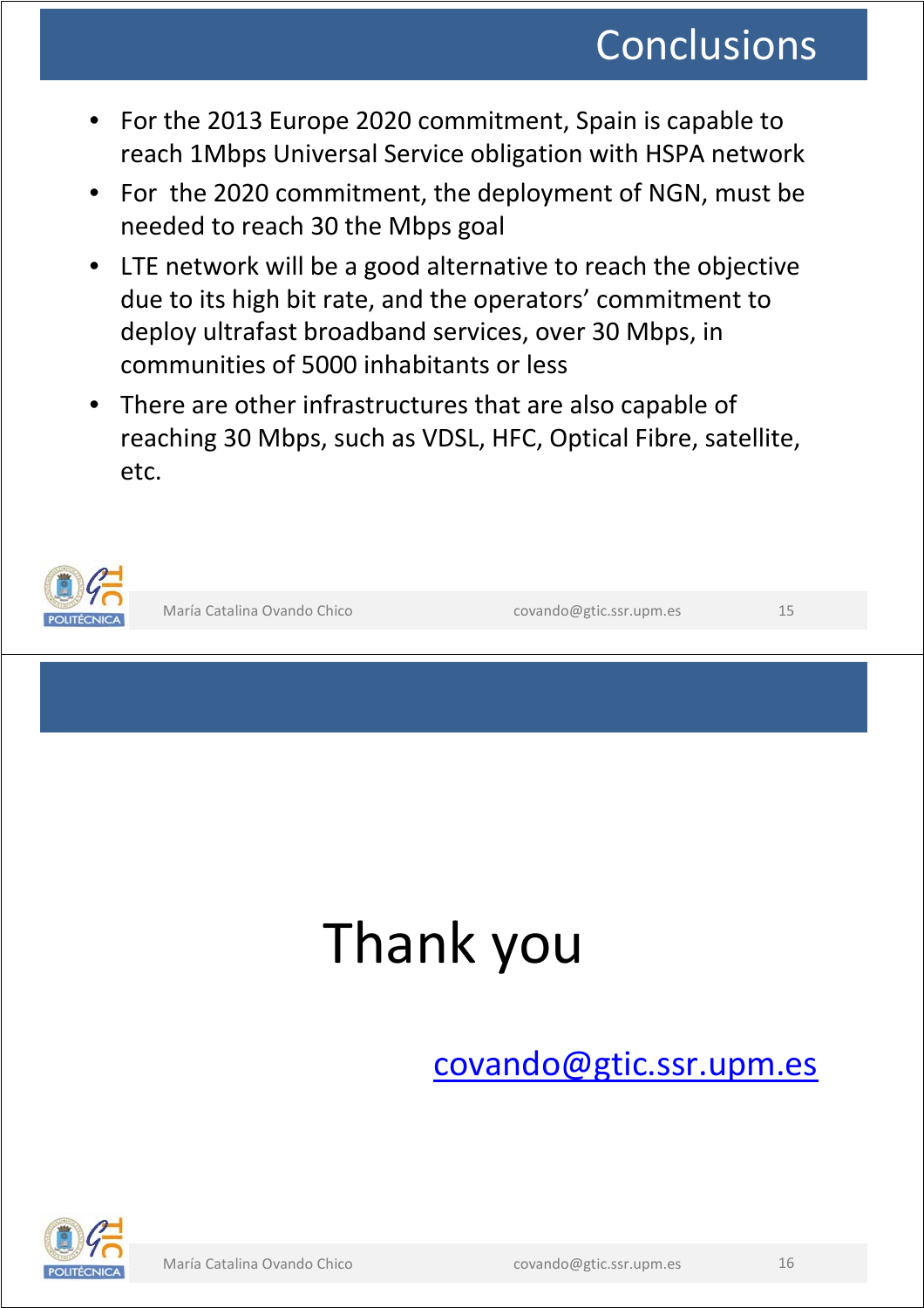# Conclusions

- For the 2013 Europe 2020 commitment, Spain is capable to reach 1Mbps Universal Service obligation with HSPA network
- For the 2020 commitment, the deployment of NGN, must be needed to reach 30 the Mbps goal
- LTE network will be a good alternative to reach the objective due to its high bit rate, and the operators' commitment to deploy ultrafast broadband services, over 30 Mbps, in communities of 5000 inhabitants or less
- There are other infrastructures that are also capable of reaching 30 Mbps, such as VDSL, HFC, Optical Fibre, satellite, etc.

# Thank you

covando@gtic.ssr.upm.es